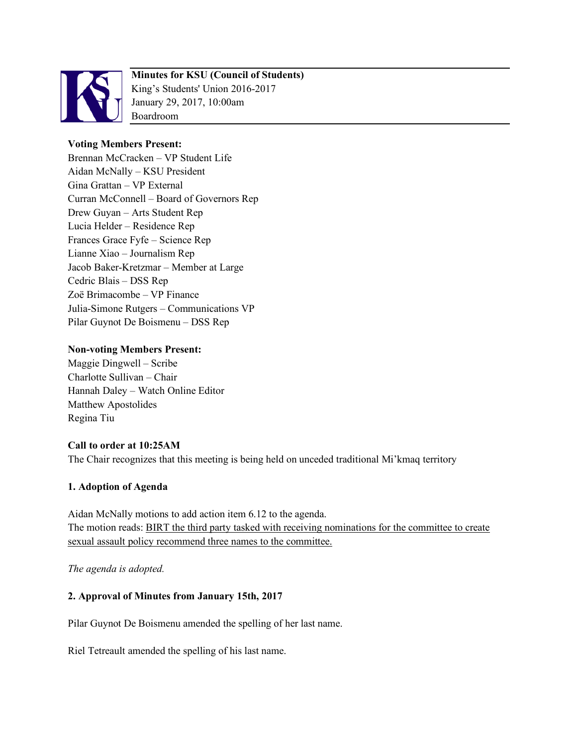**Minutes for KSU (Council of Students)**
King's Students' Union 2016-2017
January 29, 2017, 10:00am
Boardroom

**Voting Members Present:**
Brennan McCracken – VP Student Life
Aidan McNally – KSU President
Gina Grattan – VP External
Curran McConnell – Board of Governors Rep
Drew Guyan – Arts Student Rep
Lucia Helder – Residence Rep
Frances Grace Fyfe – Science Rep
Lianne Xiao – Journalism Rep
Jacob Baker-Kretzmar – Member at Large
Cedric Blais – DSS Rep
Zoë Brimacombe – VP Finance
Julia-Simone Rutgers – Communications VP
Pilar Guynot De Boismenu – DSS Rep

**Non-voting Members Present:**
Maggie Dingwell – Scribe
Charlotte Sullivan – Chair
Hannah Daley – Watch Online Editor
Matthew Apostolides
Regina Tiu

**Call to order at 10:25AM**
The Chair recognizes that this meeting is being held on unceded traditional Mi'kmaq territory

**1. Adoption of Agenda**

Aidan McNally motions to add action item 6.12 to the agenda.
The motion reads: <u>BIRT the third party tasked with receiving nominations for the committee to create sexual assault policy recommend three names to the committee.</u>

*The agenda is adopted.*

**2. Approval of Minutes from January 15th, 2017**

Pilar Guynot De Boismenu amended the spelling of her last name.

Riel Tetreault amended the spelling of his last name.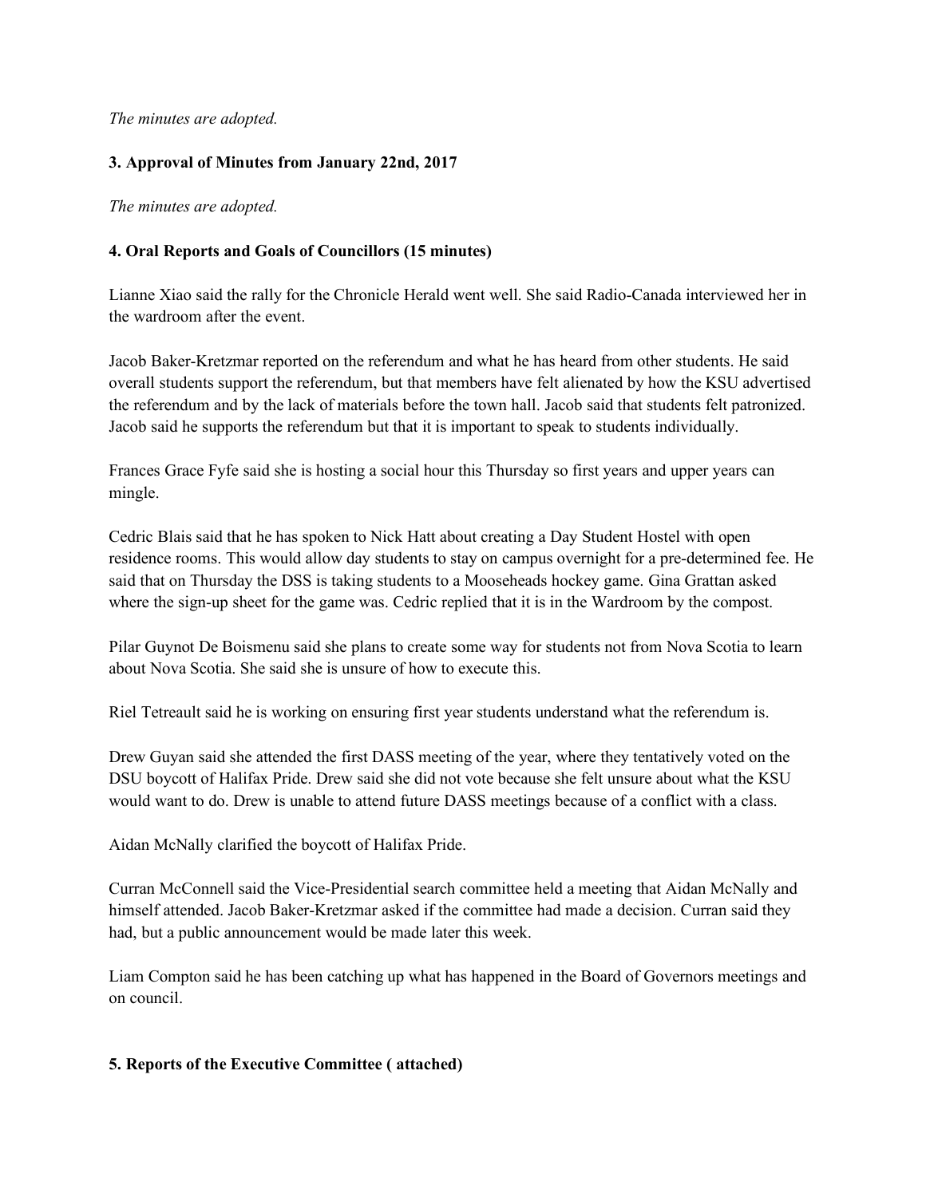*The minutes are adopted.*

### 3. Approval of Minutes from January 22nd, 2017

*The minutes are adopted.*

### 4. Oral Reports and Goals of Councillors (15 minutes)

Lianne Xiao said the rally for the Chronicle Herald went well. She said Radio-Canada interviewed her in the wardroom after the event.

Jacob Baker-Kretzmar reported on the referendum and what he has heard from other students. He said overall students support the referendum, but that members have felt alienated by how the KSU advertised the referendum and by the lack of materials before the town hall. Jacob said that students felt patronized. Jacob said he supports the referendum but that it is important to speak to students individually.

Frances Grace Fyfe said she is hosting a social hour this Thursday so first years and upper years can mingle.

Cedric Blais said that he has spoken to Nick Hatt about creating a Day Student Hostel with open residence rooms. This would allow day students to stay on campus overnight for a pre-determined fee. He said that on Thursday the DSS is taking students to a Mooseheads hockey game. Gina Grattan asked where the sign-up sheet for the game was. Cedric replied that it is in the Wardroom by the compost.

Pilar Guynot De Boismenu said she plans to create some way for students not from Nova Scotia to learn about Nova Scotia. She said she is unsure of how to execute this.

Riel Tetreault said he is working on ensuring first year students understand what the referendum is.

Drew Guyan said she attended the first DASS meeting of the year, where they tentatively voted on the DSU boycott of Halifax Pride. Drew said she did not vote because she felt unsure about what the KSU would want to do. Drew is unable to attend future DASS meetings because of a conflict with a class.

Aidan McNally clarified the boycott of Halifax Pride.

Curran McConnell said the Vice-Presidential search committee held a meeting that Aidan McNally and himself attended. Jacob Baker-Kretzmar asked if the committee had made a decision. Curran said they had, but a public announcement would be made later this week.

Liam Compton said he has been catching up what has happened in the Board of Governors meetings and on council.

### 5. Reports of the Executive Committee ( attached)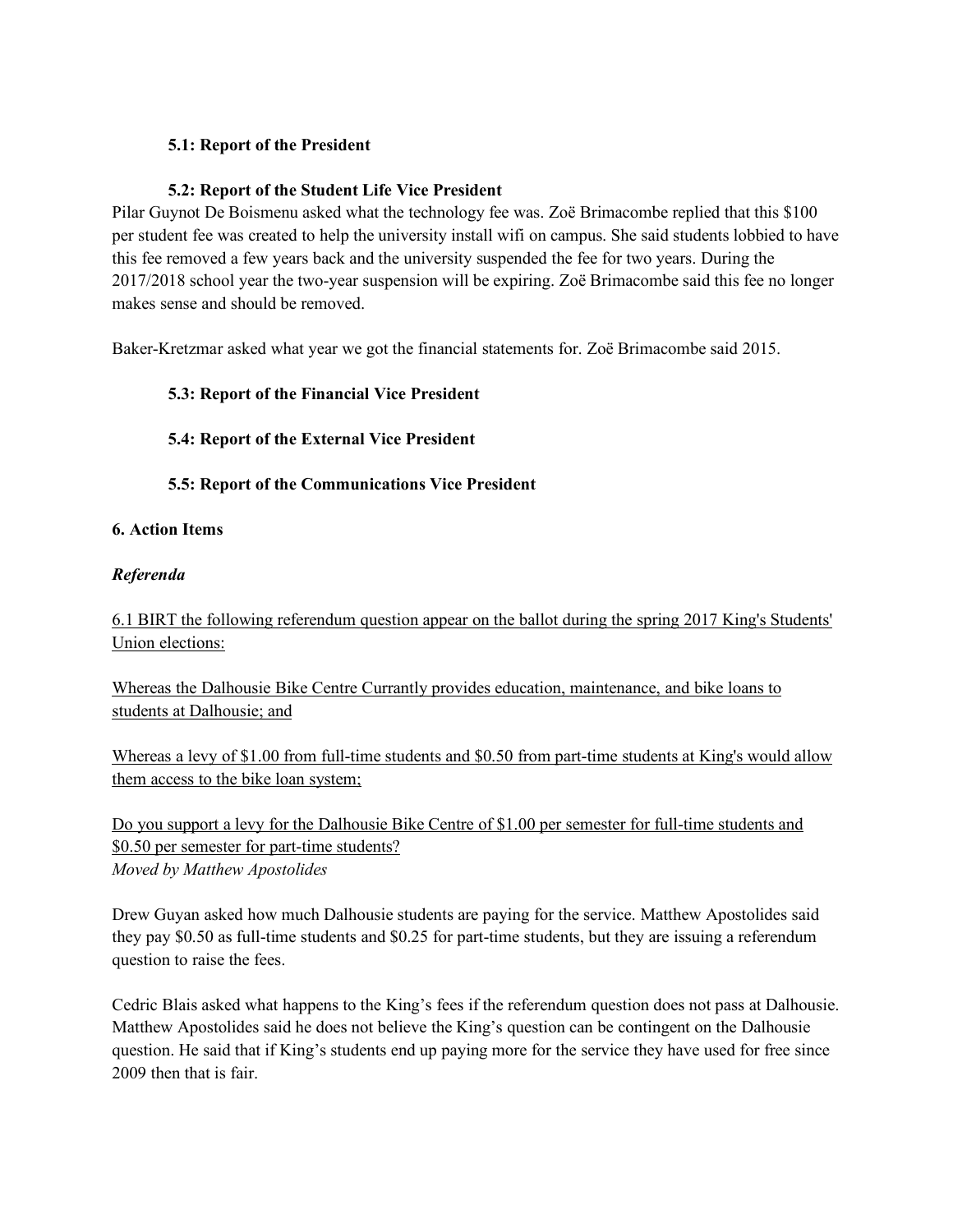### 5.1: Report of the President

### 5.2: Report of the Student Life Vice President

Pilar Guynot De Boismenu asked what the technology fee was. Zoë Brimacombe replied that this $100 per student fee was created to help the university install wifi on campus. She said students lobbied to have this fee removed a few years back and the university suspended the fee for two years. During the 2017/2018 school year the two-year suspension will be expiring. Zoë Brimacombe said this fee no longer makes sense and should be removed.

Baker-Kretzmar asked what year we got the financial statements for. Zoë Brimacombe said 2015.

### 5.3: Report of the Financial Vice President

### 5.4: Report of the External Vice President

### 5.5: Report of the Communications Vice President

## 6. Action Items

***Referenda***

6.1 BIRT the following referendum question appear on the ballot during the spring 2017 King's Students' Union elections:

Whereas the Dalhousie Bike Centre Currantly provides education, maintenance, and bike loans to students at Dalhousie; and

Whereas a levy of $1.00 from full-time students and $0.50 from part-time students at King's would allow them access to the bike loan system;

Do you support a levy for the Dalhousie Bike Centre of $1.00 per semester for full-time students and $0.50 per semester for part-time students?
*Moved by Matthew Apostolides*

Drew Guyan asked how much Dalhousie students are paying for the service. Matthew Apostolides said they pay $0.50 as full-time students and $0.25 for part-time students, but they are issuing a referendum question to raise the fees.

Cedric Blais asked what happens to the King's fees if the referendum question does not pass at Dalhousie. Matthew Apostolides said he does not believe the King's question can be contingent on the Dalhousie question. He said that if King's students end up paying more for the service they have used for free since 2009 then that is fair.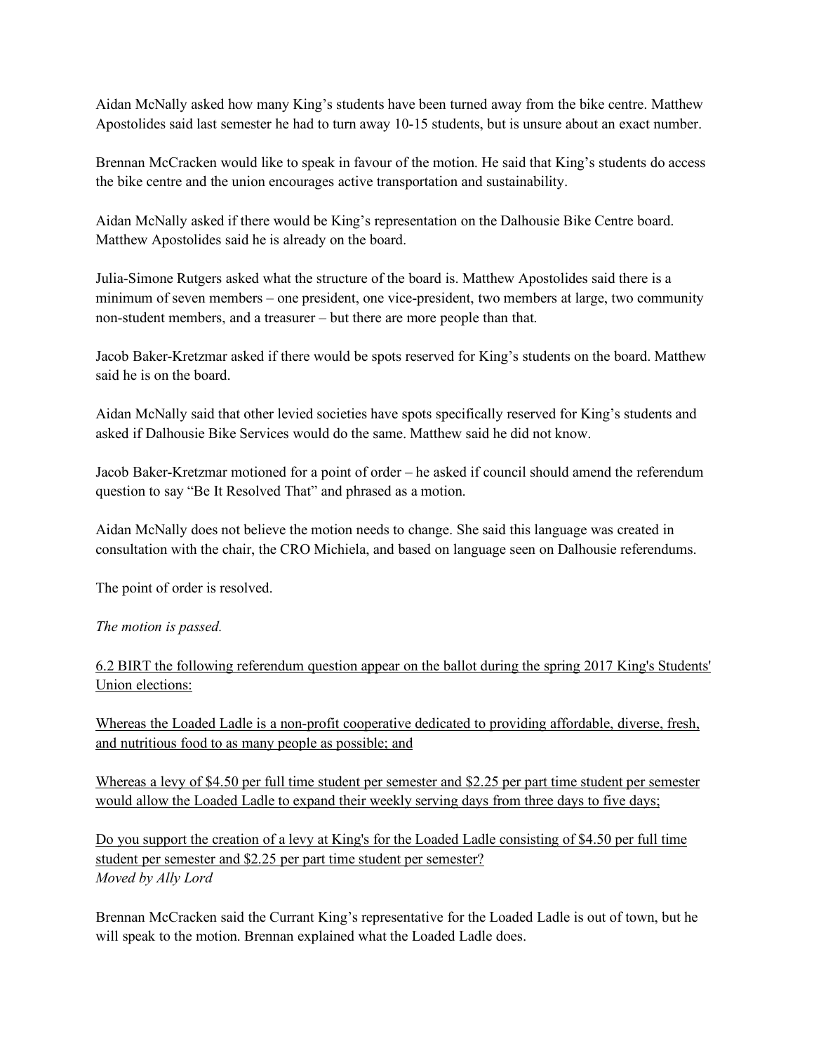Aidan McNally asked how many King's students have been turned away from the bike centre. Matthew Apostolides said last semester he had to turn away 10-15 students, but is unsure about an exact number.

Brennan McCracken would like to speak in favour of the motion. He said that King's students do access the bike centre and the union encourages active transportation and sustainability.

Aidan McNally asked if there would be King's representation on the Dalhousie Bike Centre board. Matthew Apostolides said he is already on the board.

Julia-Simone Rutgers asked what the structure of the board is. Matthew Apostolides said there is a minimum of seven members – one president, one vice-president, two members at large, two community non-student members, and a treasurer – but there are more people than that.

Jacob Baker-Kretzmar asked if there would be spots reserved for King's students on the board. Matthew said he is on the board.

Aidan McNally said that other levied societies have spots specifically reserved for King's students and asked if Dalhousie Bike Services would do the same. Matthew said he did not know.

Jacob Baker-Kretzmar motioned for a point of order – he asked if council should amend the referendum question to say "Be It Resolved That" and phrased as a motion.

Aidan McNally does not believe the motion needs to change. She said this language was created in consultation with the chair, the CRO Michiela, and based on language seen on Dalhousie referendums.

The point of order is resolved.

*The motion is passed.*

<u>6.2 BIRT the following referendum question appear on the ballot during the spring 2017 King's Students' Union elections:</u>

<u>Whereas the Loaded Ladle is a non-profit cooperative dedicated to providing affordable, diverse, fresh, and nutritious food to as many people as possible; and</u>

<u>Whereas a levy of $4.50 per full time student per semester and $2.25 per part time student per semester would allow the Loaded Ladle to expand their weekly serving days from three days to five days;</u>

<u>Do you support the creation of a levy at King's for the Loaded Ladle consisting of $4.50 per full time student per semester and $2.25 per part time student per semester?</u>
*Moved by Ally Lord*

Brennan McCracken said the Currant King's representative for the Loaded Ladle is out of town, but he will speak to the motion. Brennan explained what the Loaded Ladle does.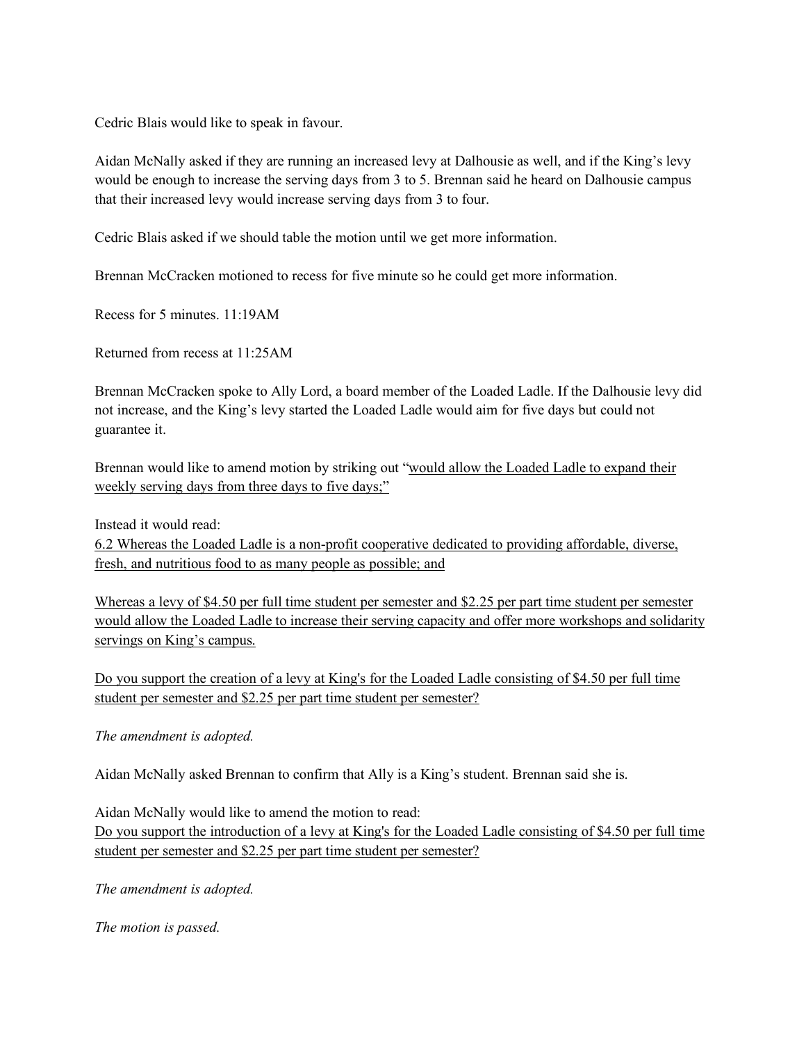Cedric Blais would like to speak in favour.

Aidan McNally asked if they are running an increased levy at Dalhousie as well, and if the King's levy would be enough to increase the serving days from 3 to 5. Brennan said he heard on Dalhousie campus that their increased levy would increase serving days from 3 to four.

Cedric Blais asked if we should table the motion until we get more information.

Brennan McCracken motioned to recess for five minute so he could get more information.

Recess for 5 minutes. 11:19AM

Returned from recess at 11:25AM

Brennan McCracken spoke to Ally Lord, a board member of the Loaded Ladle. If the Dalhousie levy did not increase, and the King's levy started the Loaded Ladle would aim for five days but could not guarantee it.

Brennan would like to amend motion by striking out "<u>would allow the Loaded Ladle to expand their weekly serving days from three days to five days;</u>"

Instead it would read:
<u>6.2 Whereas the Loaded Ladle is a non-profit cooperative dedicated to providing affordable, diverse, fresh, and nutritious food to as many people as possible; and</u>

<u>Whereas a levy of $4.50 per full time student per semester and $2.25 per part time student per semester would allow the Loaded Ladle to increase their serving capacity and offer more workshops and solidarity servings on King's campus.</u>

<u>Do you support the creation of a levy at King's for the Loaded Ladle consisting of $4.50 per full time student per semester and $2.25 per part time student per semester?</u>

*The amendment is adopted.*

Aidan McNally asked Brennan to confirm that Ally is a King's student. Brennan said she is.

Aidan McNally would like to amend the motion to read:
<u>Do you support the introduction of a levy at King's for the Loaded Ladle consisting of $4.50 per full time student per semester and $2.25 per part time student per semester?</u>

*The amendment is adopted.*

*The motion is passed.*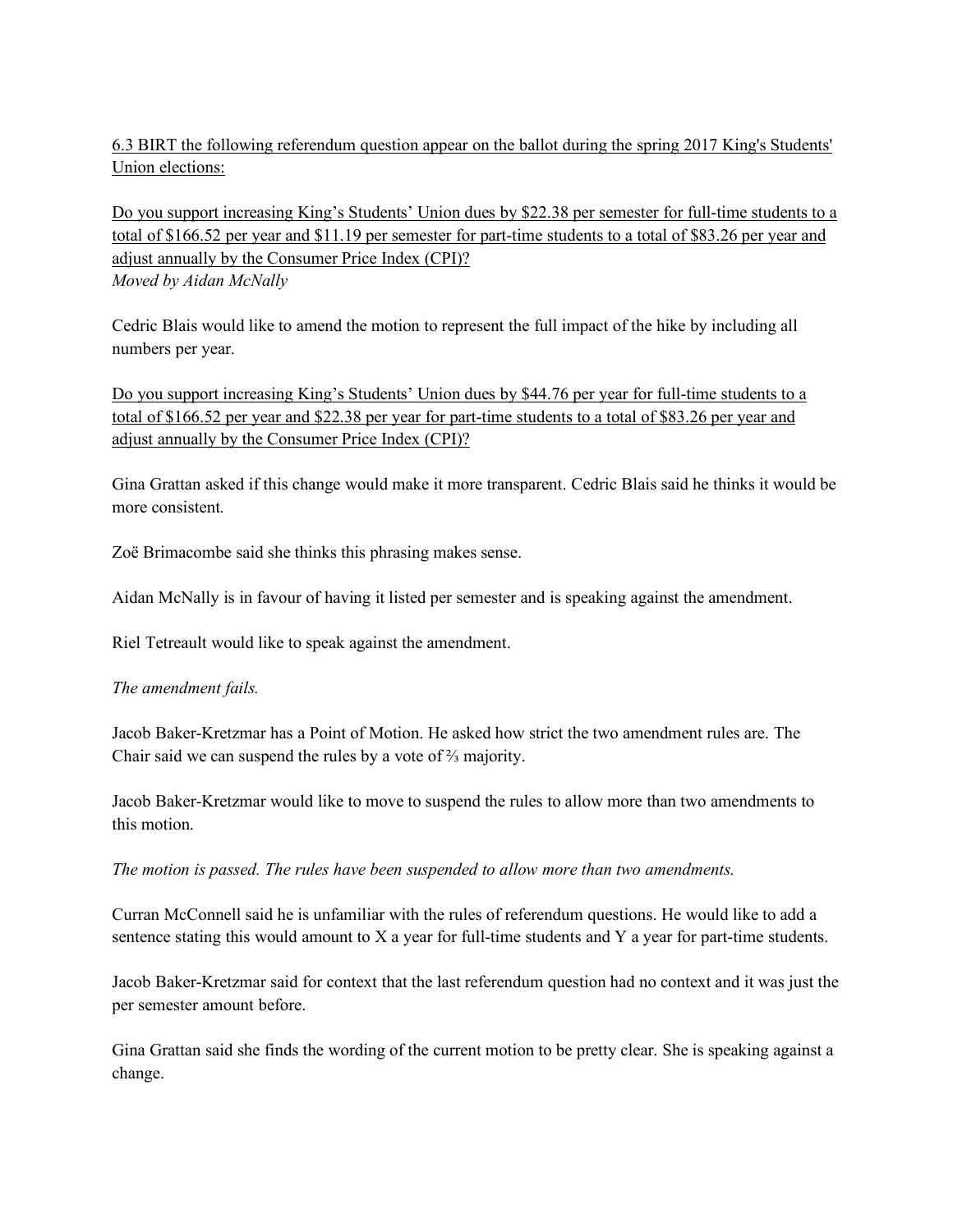<u>6.3 BIRT the following referendum question appear on the ballot during the spring 2017 King's Students' Union elections:</u>

<u>Do you support increasing King's Students' Union dues by $22.38 per semester for full-time students to a total of $166.52 per year and $11.19 per semester for part-time students to a total of $83.26 per year and adjust annually by the Consumer Price Index (CPI)?</u>
*Moved by Aidan McNally*

Cedric Blais would like to amend the motion to represent the full impact of the hike by including all numbers per year.

<u>Do you support increasing King's Students' Union dues by $44.76 per year for full-time students to a total of $166.52 per year and $22.38 per year for part-time students to a total of $83.26 per year and adjust annually by the Consumer Price Index (CPI)?</u>

Gina Grattan asked if this change would make it more transparent. Cedric Blais said he thinks it would be more consistent.

Zoë Brimacombe said she thinks this phrasing makes sense.

Aidan McNally is in favour of having it listed per semester and is speaking against the amendment.

Riel Tetreault would like to speak against the amendment.

*The amendment fails.*

Jacob Baker-Kretzmar has a Point of Motion. He asked how strict the two amendment rules are. The Chair said we can suspend the rules by a vote of ⅔ majority.

Jacob Baker-Kretzmar would like to move to suspend the rules to allow more than two amendments to this motion.

*The motion is passed. The rules have been suspended to allow more than two amendments.*

Curran McConnell said he is unfamiliar with the rules of referendum questions. He would like to add a sentence stating this would amount to X a year for full-time students and Y a year for part-time students.

Jacob Baker-Kretzmar said for context that the last referendum question had no context and it was just the per semester amount before.

Gina Grattan said she finds the wording of the current motion to be pretty clear. She is speaking against a change.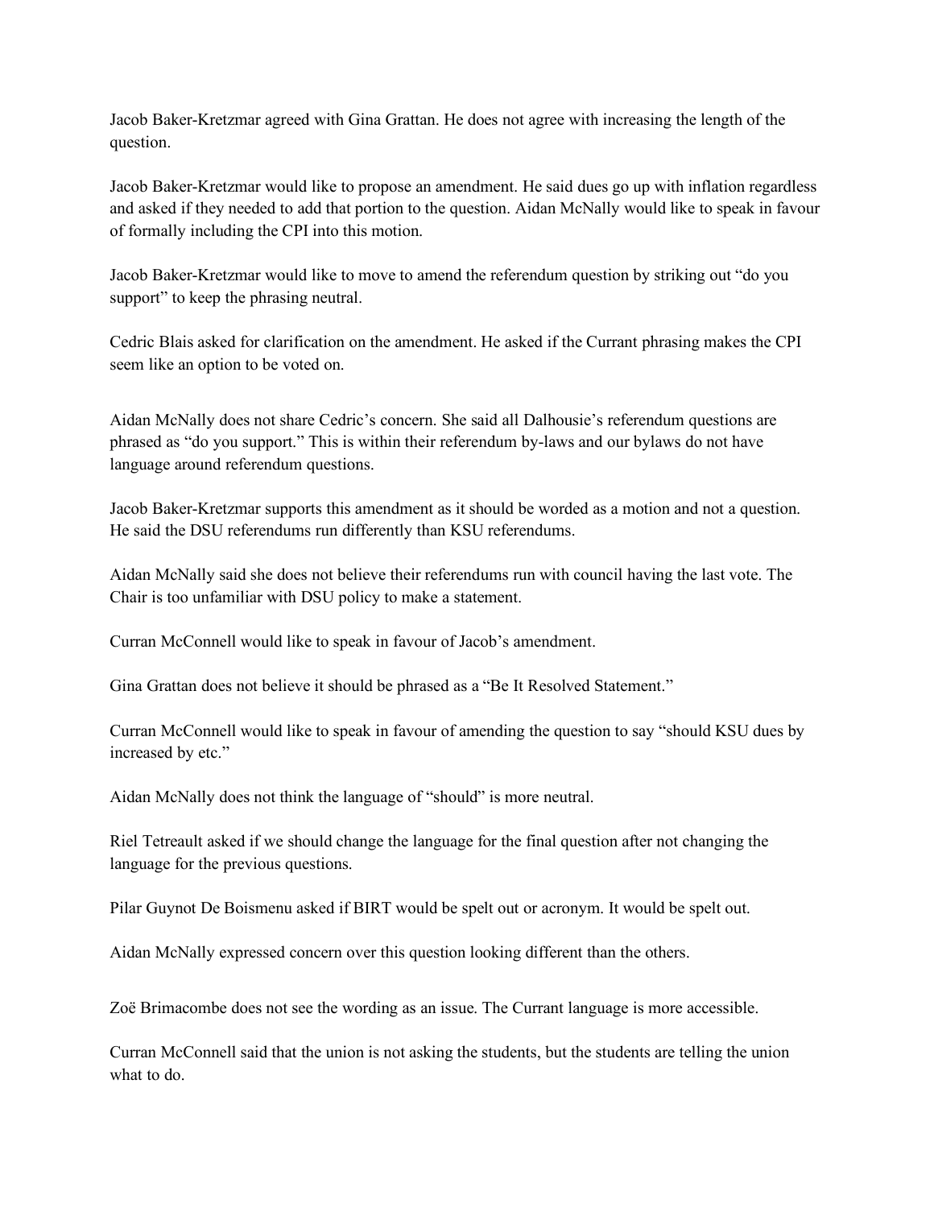Jacob Baker-Kretzmar agreed with Gina Grattan. He does not agree with increasing the length of the question.

Jacob Baker-Kretzmar would like to propose an amendment. He said dues go up with inflation regardless and asked if they needed to add that portion to the question. Aidan McNally would like to speak in favour of formally including the CPI into this motion.

Jacob Baker-Kretzmar would like to move to amend the referendum question by striking out "do you support" to keep the phrasing neutral.

Cedric Blais asked for clarification on the amendment. He asked if the Currant phrasing makes the CPI seem like an option to be voted on.

Aidan McNally does not share Cedric's concern. She said all Dalhousie's referendum questions are phrased as "do you support." This is within their referendum by-laws and our bylaws do not have language around referendum questions.

Jacob Baker-Kretzmar supports this amendment as it should be worded as a motion and not a question. He said the DSU referendums run differently than KSU referendums.

Aidan McNally said she does not believe their referendums run with council having the last vote. The Chair is too unfamiliar with DSU policy to make a statement.

Curran McConnell would like to speak in favour of Jacob's amendment.

Gina Grattan does not believe it should be phrased as a "Be It Resolved Statement."

Curran McConnell would like to speak in favour of amending the question to say "should KSU dues by increased by etc."

Aidan McNally does not think the language of "should" is more neutral.

Riel Tetreault asked if we should change the language for the final question after not changing the language for the previous questions.

Pilar Guynot De Boismenu asked if BIRT would be spelt out or acronym. It would be spelt out.

Aidan McNally expressed concern over this question looking different than the others.

Zoë Brimacombe does not see the wording as an issue. The Currant language is more accessible.

Curran McConnell said that the union is not asking the students, but the students are telling the union what to do.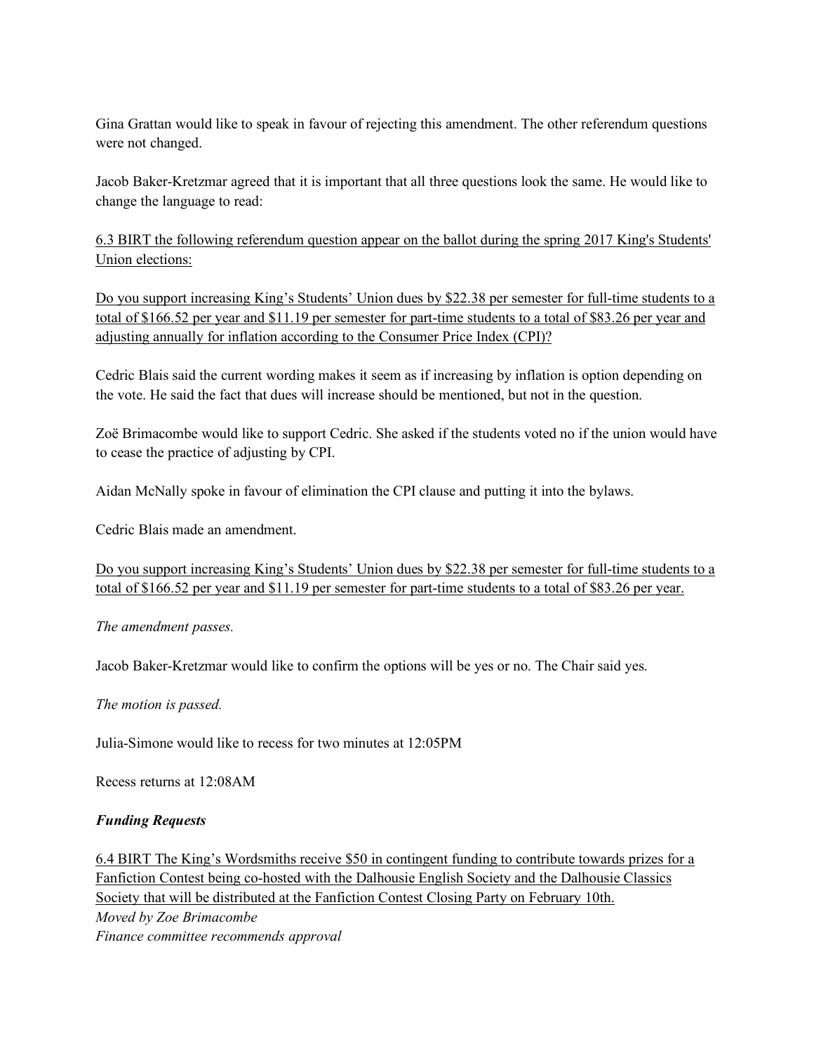Gina Grattan would like to speak in favour of rejecting this amendment. The other referendum questions were not changed.

Jacob Baker-Kretzmar agreed that it is important that all three questions look the same. He would like to change the language to read:

<u>6.3 BIRT the following referendum question appear on the ballot during the spring 2017 King's Students' Union elections:</u>

<u>Do you support increasing King's Students' Union dues by $22.38 per semester for full-time students to a total of $166.52 per year and $11.19 per semester for part-time students to a total of $83.26 per year and adjusting annually for inflation according to the Consumer Price Index (CPI)?</u>

Cedric Blais said the current wording makes it seem as if increasing by inflation is option depending on the vote. He said the fact that dues will increase should be mentioned, but not in the question.

Zoë Brimacombe would like to support Cedric. She asked if the students voted no if the union would have to cease the practice of adjusting by CPI.

Aidan McNally spoke in favour of elimination the CPI clause and putting it into the bylaws.

Cedric Blais made an amendment.

<u>Do you support increasing King's Students' Union dues by $22.38 per semester for full-time students to a total of $166.52 per year and $11.19 per semester for part-time students to a total of $83.26 per year.</u>

*The amendment passes.*

Jacob Baker-Kretzmar would like to confirm the options will be yes or no. The Chair said yes.

*The motion is passed.*

Julia-Simone would like to recess for two minutes at 12:05PM

Recess returns at 12:08AM

***Funding Requests***

<u>6.4 BIRT The King's Wordsmiths receive $50 in contingent funding to contribute towards prizes for a Fanfiction Contest being co-hosted with the Dalhousie English Society and the Dalhousie Classics Society that will be distributed at the Fanfiction Contest Closing Party on February 10th.</u>
*Moved by Zoe Brimacombe*
*Finance committee recommends approval*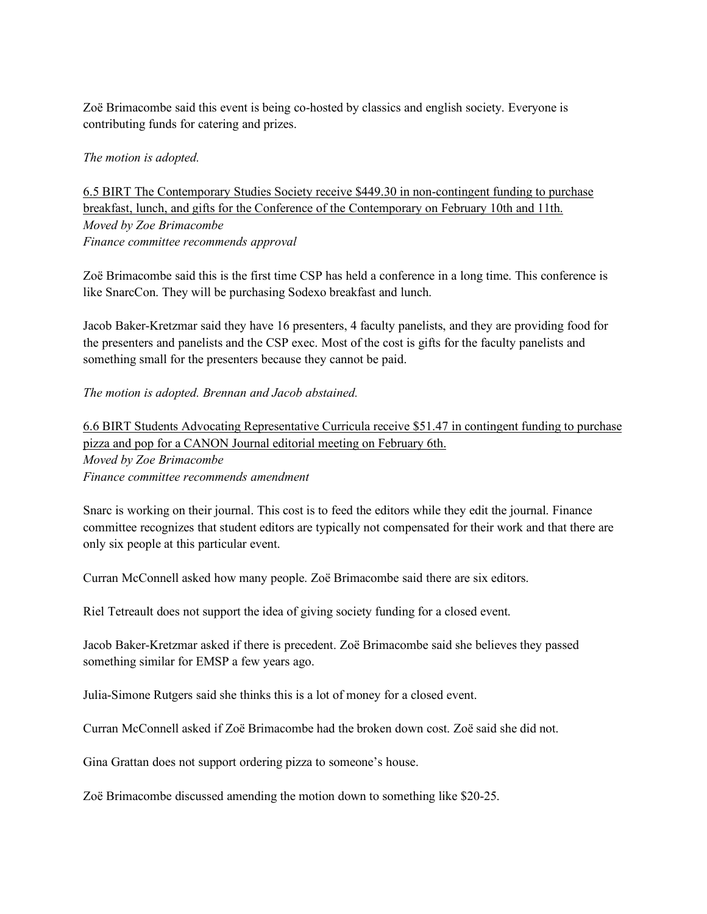Zoë Brimacombe said this event is being co-hosted by classics and english society. Everyone is contributing funds for catering and prizes.

*The motion is adopted.*

<u>6.5 BIRT The Contemporary Studies Society receive $449.30 in non-contingent funding to purchase breakfast, lunch, and gifts for the Conference of the Contemporary on February 10th and 11th.</u>
*Moved by Zoe Brimacombe*
*Finance committee recommends approval*

Zoë Brimacombe said this is the first time CSP has held a conference in a long time. This conference is like SnarcCon. They will be purchasing Sodexo breakfast and lunch.

Jacob Baker-Kretzmar said they have 16 presenters, 4 faculty panelists, and they are providing food for the presenters and panelists and the CSP exec. Most of the cost is gifts for the faculty panelists and something small for the presenters because they cannot be paid.

*The motion is adopted. Brennan and Jacob abstained.*

<u>6.6 BIRT Students Advocating Representative Curricula receive $51.47 in contingent funding to purchase pizza and pop for a CANON Journal editorial meeting on February 6th.</u>
*Moved by Zoe Brimacombe*
*Finance committee recommends amendment*

Snarc is working on their journal. This cost is to feed the editors while they edit the journal. Finance committee recognizes that student editors are typically not compensated for their work and that there are only six people at this particular event.

Curran McConnell asked how many people. Zoë Brimacombe said there are six editors.

Riel Tetreault does not support the idea of giving society funding for a closed event.

Jacob Baker-Kretzmar asked if there is precedent. Zoë Brimacombe said she believes they passed something similar for EMSP a few years ago.

Julia-Simone Rutgers said she thinks this is a lot of money for a closed event.

Curran McConnell asked if Zoë Brimacombe had the broken down cost. Zoë said she did not.

Gina Grattan does not support ordering pizza to someone's house.

Zoë Brimacombe discussed amending the motion down to something like $20-25.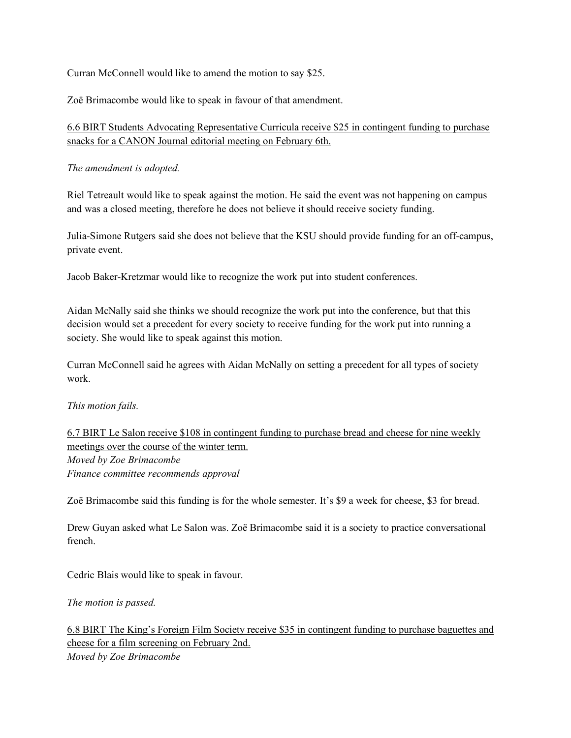Curran McConnell would like to amend the motion to say $25.

Zoë Brimacombe would like to speak in favour of that amendment.

<u>6.6 BIRT Students Advocating Representative Curricula receive $25 in contingent funding to purchase snacks for a CANON Journal editorial meeting on February 6th.</u>

*The amendment is adopted.*

Riel Tetreault would like to speak against the motion. He said the event was not happening on campus and was a closed meeting, therefore he does not believe it should receive society funding.

Julia-Simone Rutgers said she does not believe that the KSU should provide funding for an off-campus, private event.

Jacob Baker-Kretzmar would like to recognize the work put into student conferences.

Aidan McNally said she thinks we should recognize the work put into the conference, but that this decision would set a precedent for every society to receive funding for the work put into running a society. She would like to speak against this motion.

Curran McConnell said he agrees with Aidan McNally on setting a precedent for all types of society work.

*This motion fails.*

<u>6.7 BIRT Le Salon receive $108 in contingent funding to purchase bread and cheese for nine weekly meetings over the course of the winter term.</u>
*Moved by Zoe Brimacombe*
*Finance committee recommends approval*

Zoë Brimacombe said this funding is for the whole semester. It's $9 a week for cheese, $3 for bread.

Drew Guyan asked what Le Salon was. Zoë Brimacombe said it is a society to practice conversational french.

Cedric Blais would like to speak in favour.

*The motion is passed.*

<u>6.8 BIRT The King's Foreign Film Society receive $35 in contingent funding to purchase baguettes and cheese for a film screening on February 2nd.</u>
*Moved by Zoe Brimacombe*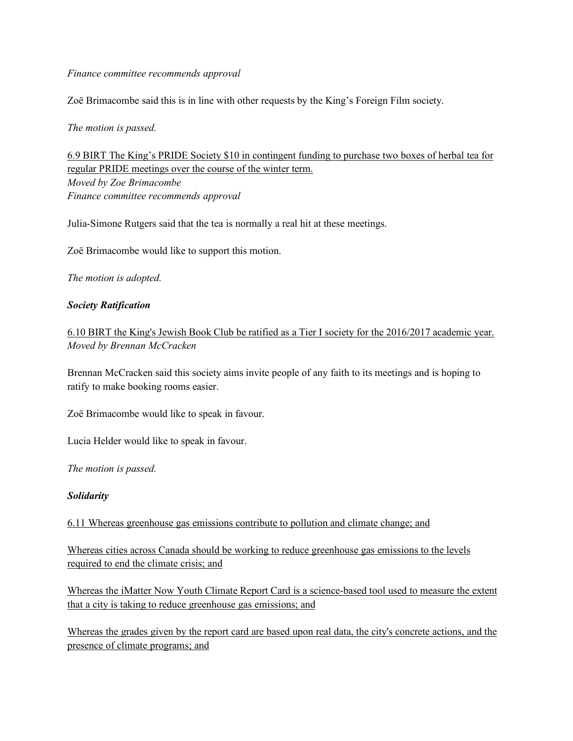*Finance committee recommends approval*

Zoë Brimacombe said this is in line with other requests by the King's Foreign Film society.

*The motion is passed.*

<u>6.9 BIRT The King's PRIDE Society $10 in contingent funding to purchase two boxes of herbal tea for regular PRIDE meetings over the course of the winter term.</u>
*Moved by Zoe Brimacombe*
*Finance committee recommends approval*

Julia-Simone Rutgers said that the tea is normally a real hit at these meetings.

Zoë Brimacombe would like to support this motion.

*The motion is adopted.*

***Society Ratification***

<u>6.10 BIRT the King's Jewish Book Club be ratified as a Tier I society for the 2016/2017 academic year.</u>
*Moved by Brennan McCracken*

Brennan McCracken said this society aims invite people of any faith to its meetings and is hoping to ratify to make booking rooms easier.

Zoë Brimacombe would like to speak in favour.

Lucia Helder would like to speak in favour.

*The motion is passed.*

***Solidarity***

<u>6.11 Whereas greenhouse gas emissions contribute to pollution and climate change; and</u>

<u>Whereas cities across Canada should be working to reduce greenhouse gas emissions to the levels required to end the climate crisis; and</u>

<u>Whereas the iMatter Now Youth Climate Report Card is a science-based tool used to measure the extent that a city is taking to reduce greenhouse gas emissions; and</u>

<u>Whereas the grades given by the report card are based upon real data, the city's concrete actions, and the presence of climate programs; and</u>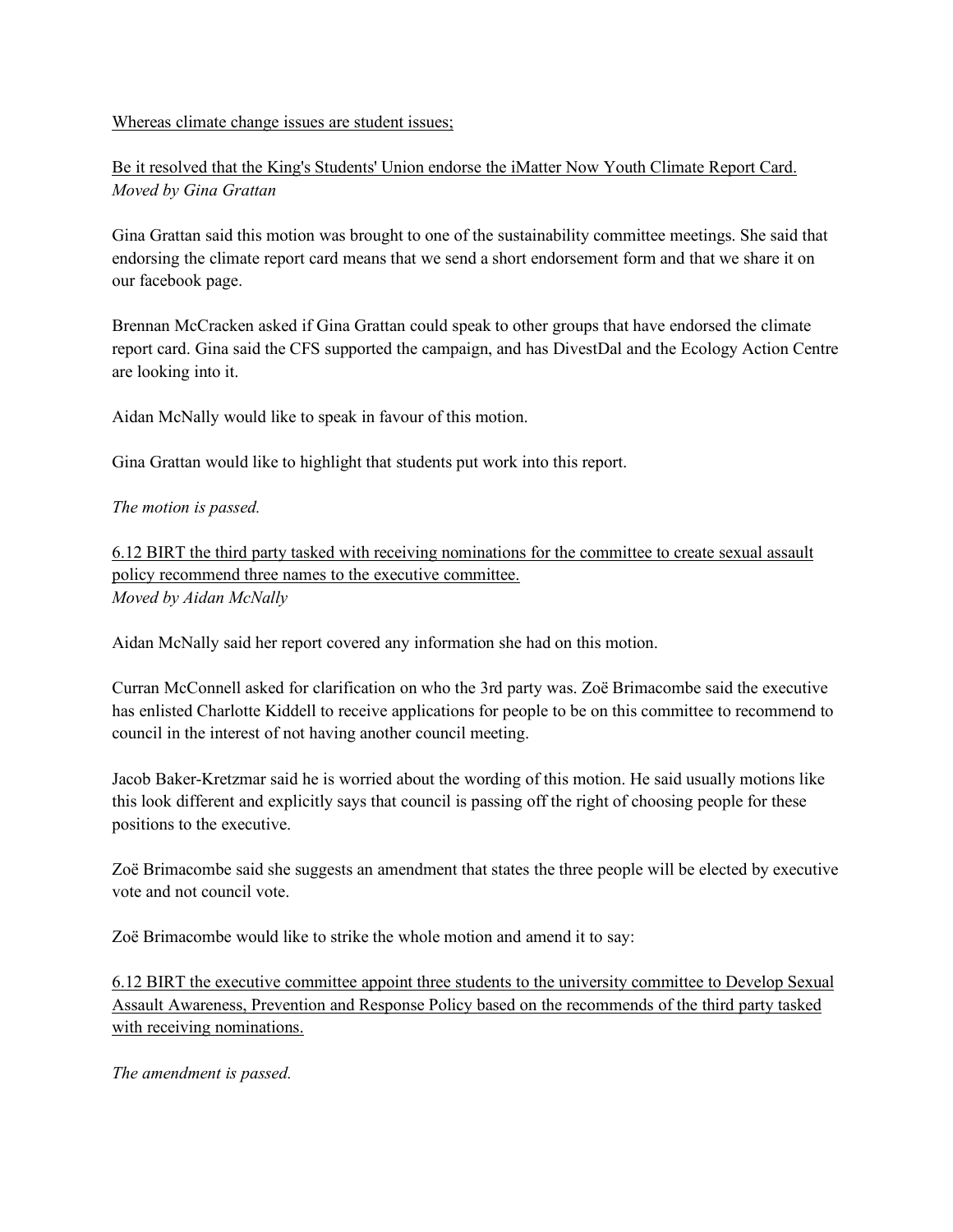<u>Whereas climate change issues are student issues;</u>

<u>Be it resolved that the King's Students' Union endorse the iMatter Now Youth Climate Report Card.</u>
*Moved by Gina Grattan*

Gina Grattan said this motion was brought to one of the sustainability committee meetings. She said that endorsing the climate report card means that we send a short endorsement form and that we share it on our facebook page.

Brennan McCracken asked if Gina Grattan could speak to other groups that have endorsed the climate report card. Gina said the CFS supported the campaign, and has DivestDal and the Ecology Action Centre are looking into it.

Aidan McNally would like to speak in favour of this motion.

Gina Grattan would like to highlight that students put work into this report.

*The motion is passed.*

<u>6.12 BIRT the third party tasked with receiving nominations for the committee to create sexual assault policy recommend three names to the executive committee.</u>
*Moved by Aidan McNally*

Aidan McNally said her report covered any information she had on this motion.

Curran McConnell asked for clarification on who the 3rd party was. Zoë Brimacombe said the executive has enlisted Charlotte Kiddell to receive applications for people to be on this committee to recommend to council in the interest of not having another council meeting.

Jacob Baker-Kretzmar said he is worried about the wording of this motion. He said usually motions like this look different and explicitly says that council is passing off the right of choosing people for these positions to the executive.

Zoë Brimacombe said she suggests an amendment that states the three people will be elected by executive vote and not council vote.

Zoë Brimacombe would like to strike the whole motion and amend it to say:

<u>6.12 BIRT the executive committee appoint three students to the university committee to Develop Sexual Assault Awareness, Prevention and Response Policy based on the recommends of the third party tasked with receiving nominations.</u>

*The amendment is passed.*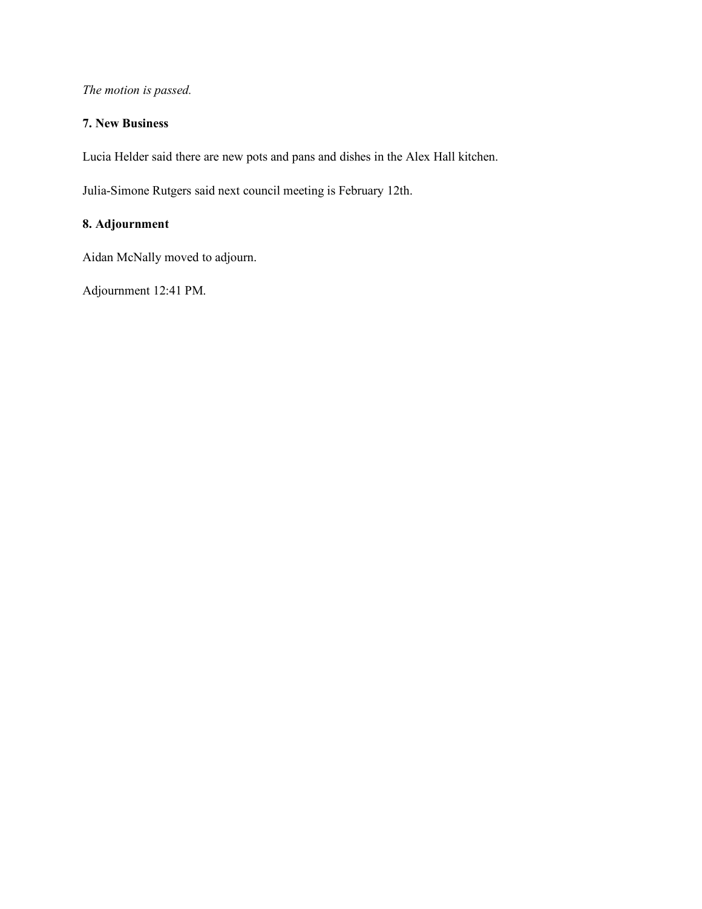*The motion is passed.*

**7. New Business**

Lucia Helder said there are new pots and pans and dishes in the Alex Hall kitchen.

Julia-Simone Rutgers said next council meeting is February 12th.

**8. Adjournment**

Aidan McNally moved to adjourn.

Adjournment 12:41 PM.